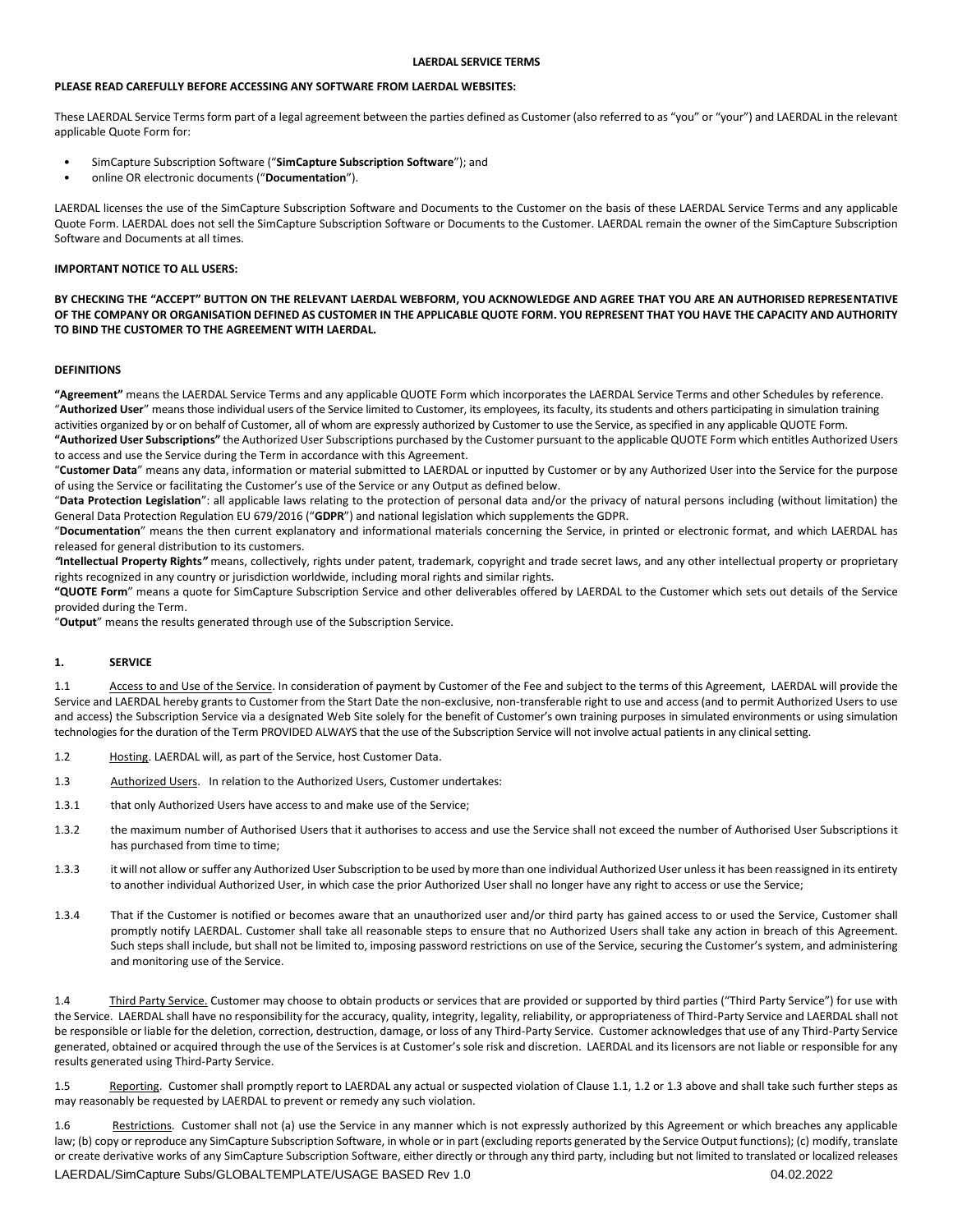# LAERDAL SERVICE TERMS

**PLEASE READ CAREFULLY BEFORE ACCESSING ANY SOFTWARE FROM LAERDAL WEBSITES:**

These LAERDAL Service Terms form part of a legal agreement between the parties defined as Customer (also referred to as "you" or "your") and LAERDAL in the relevant applicable Quote Form for:

- SimCapture Subscription Software ("**SimCapture Subscription Software**"); and
- online OR electronic documents ("**Documentation**").

LAERDAL licenses the use of the SimCapture Subscription Software and Documents to the Customer on the basis of these LAERDAL Service Terms and any applicable Quote Form. LAERDAL does not sell the SimCapture Subscription Software or Documents to the Customer. LAERDAL remain the owner of the SimCapture Subscription Software and Documents at all times.

**IMPORTANT NOTICE TO ALL USERS:**

**BY CHECKING THE "ACCEPT" BUTTON ON THE RELEVANT LAERDAL WEBFORM, YOU ACKNOWLEDGE AND AGREE THAT YOU ARE AN AUTHORISED REPRESENTATIVE OF THE COMPANY OR ORGANISATION DEFINED AS CUSTOMER IN THE APPLICABLE QUOTE FORM. YOU REPRESENT THAT YOU HAVE THE CAPACITY AND AUTHORITY TO BIND THE CUSTOMER TO THE AGREEMENT WITH LAERDAL.**

## DEFINITIONS

**"Agreement"** means the LAERDAL Service Terms and any applicable QUOTE Form which incorporates the LAERDAL Service Terms and other Schedules by reference.
"**Authorized User**" means those individual users of the Service limited to Customer, its employees, its faculty, its students and others participating in simulation training activities organized by or on behalf of Customer, all of whom are expressly authorized by Customer to use the Service, as specified in any applicable QUOTE Form.
**"Authorized User Subscriptions"** the Authorized User Subscriptions purchased by the Customer pursuant to the applicable QUOTE Form which entitles Authorized Users to access and use the Service during the Term in accordance with this Agreement.
"**Customer Data**" means any data, information or material submitted to LAERDAL or inputted by Customer or by any Authorized User into the Service for the purpose of using the Service or facilitating the Customer's use of the Service or any Output as defined below.
"**Data Protection Legislation**": all applicable laws relating to the protection of personal data and/or the privacy of natural persons including (without limitation) the General Data Protection Regulation EU 679/2016 ("**GDPR**") and national legislation which supplements the GDPR.
"**Documentation**" means the then current explanatory and informational materials concerning the Service, in printed or electronic format, and which LAERDAL has released for general distribution to its customers.
***"*Intellectual Property Rights*"*** means, collectively, rights under patent, trademark, copyright and trade secret laws, and any other intellectual property or proprietary rights recognized in any country or jurisdiction worldwide, including moral rights and similar rights.
**"QUOTE Form**" means a quote for SimCapture Subscription Service and other deliverables offered by LAERDAL to the Customer which sets out details of the Service provided during the Term.
"**Output**" means the results generated through use of the Subscription Service.

## 1. SERVICE

1.1 Access to and Use of the Service. In consideration of payment by Customer of the Fee and subject to the terms of this Agreement, LAERDAL will provide the Service and LAERDAL hereby grants to Customer from the Start Date the non-exclusive, non-transferable right to use and access (and to permit Authorized Users to use and access) the Subscription Service via a designated Web Site solely for the benefit of Customer's own training purposes in simulated environments or using simulation technologies for the duration of the Term PROVIDED ALWAYS that the use of the Subscription Service will not involve actual patients in any clinical setting.

1.2 Hosting. LAERDAL will, as part of the Service, host Customer Data.

1.3 Authorized Users. In relation to the Authorized Users, Customer undertakes:

1.3.1 that only Authorized Users have access to and make use of the Service;

1.3.2 the maximum number of Authorised Users that it authorises to access and use the Service shall not exceed the number of Authorised User Subscriptions it has purchased from time to time;

1.3.3 it will not allow or suffer any Authorized User Subscription to be used by more than one individual Authorized User unless it has been reassigned in its entirety to another individual Authorized User, in which case the prior Authorized User shall no longer have any right to access or use the Service;

1.3.4 That if the Customer is notified or becomes aware that an unauthorized user and/or third party has gained access to or used the Service, Customer shall promptly notify LAERDAL. Customer shall take all reasonable steps to ensure that no Authorized Users shall take any action in breach of this Agreement. Such steps shall include, but shall not be limited to, imposing password restrictions on use of the Service, securing the Customer's system, and administering and monitoring use of the Service.

1.4 Third Party Service. Customer may choose to obtain products or services that are provided or supported by third parties ("Third Party Service") for use with the Service. LAERDAL shall have no responsibility for the accuracy, quality, integrity, legality, reliability, or appropriateness of Third-Party Service and LAERDAL shall not be responsible or liable for the deletion, correction, destruction, damage, or loss of any Third-Party Service. Customer acknowledges that use of any Third-Party Service generated, obtained or acquired through the use of the Services is at Customer's sole risk and discretion. LAERDAL and its licensors are not liable or responsible for any results generated using Third-Party Service.

1.5 Reporting. Customer shall promptly report to LAERDAL any actual or suspected violation of Clause 1.1, 1.2 or 1.3 above and shall take such further steps as may reasonably be requested by LAERDAL to prevent or remedy any such violation.

1.6 Restrictions. Customer shall not (a) use the Service in any manner which is not expressly authorized by this Agreement or which breaches any applicable law; (b) copy or reproduce any SimCapture Subscription Software, in whole or in part (excluding reports generated by the Service Output functions); (c) modify, translate or create derivative works of any SimCapture Subscription Software, either directly or through any third party, including but not limited to translated or localized releases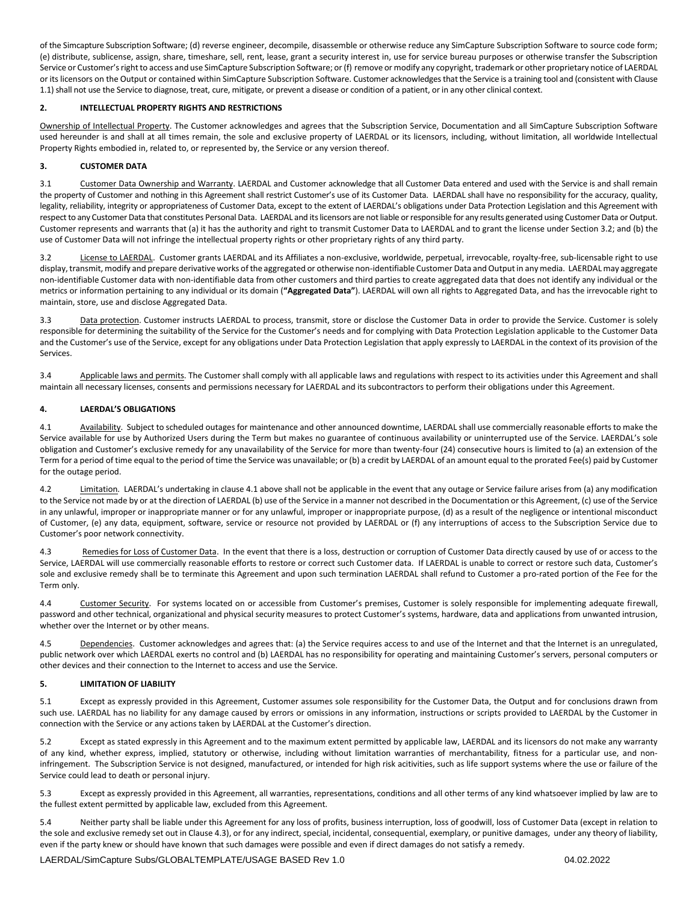of the Simcapture Subscription Software; (d) reverse engineer, decompile, disassemble or otherwise reduce any SimCapture Subscription Software to source code form; (e) distribute, sublicense, assign, share, timeshare, sell, rent, lease, grant a security interest in, use for service bureau purposes or otherwise transfer the Subscription Service or Customer's right to access and use SimCapture Subscription Software; or (f) remove or modify any copyright, trademark or other proprietary notice of LAERDAL or its licensors on the Output or contained within SimCapture Subscription Software. Customer acknowledges that the Service is a training tool and (consistent with Clause 1.1) shall not use the Service to diagnose, treat, cure, mitigate, or prevent a disease or condition of a patient, or in any other clinical context.

## 2. INTELLECTUAL PROPERTY RIGHTS AND RESTRICTIONS

Ownership of Intellectual Property. The Customer acknowledges and agrees that the Subscription Service, Documentation and all SimCapture Subscription Software used hereunder is and shall at all times remain, the sole and exclusive property of LAERDAL or its licensors, including, without limitation, all worldwide Intellectual Property Rights embodied in, related to, or represented by, the Service or any version thereof.

## 3. CUSTOMER DATA

3.1 Customer Data Ownership and Warranty. LAERDAL and Customer acknowledge that all Customer Data entered and used with the Service is and shall remain the property of Customer and nothing in this Agreement shall restrict Customer's use of its Customer Data. LAERDAL shall have no responsibility for the accuracy, quality, legality, reliability, integrity or appropriateness of Customer Data, except to the extent of LAERDAL's obligations under Data Protection Legislation and this Agreement with respect to any Customer Data that constitutes Personal Data. LAERDAL and its licensors are not liable or responsible for any results generated using Customer Data or Output. Customer represents and warrants that (a) it has the authority and right to transmit Customer Data to LAERDAL and to grant the license under Section 3.2; and (b) the use of Customer Data will not infringe the intellectual property rights or other proprietary rights of any third party.

3.2 License to LAERDAL. Customer grants LAERDAL and its Affiliates a non-exclusive, worldwide, perpetual, irrevocable, royalty-free, sub-licensable right to use display, transmit, modify and prepare derivative works of the aggregated or otherwise non-identifiable Customer Data and Output in any media. LAERDAL may aggregate non-identifiable Customer data with non-identifiable data from other customers and third parties to create aggregated data that does not identify any individual or the metrics or information pertaining to any individual or its domain (**"Aggregated Data"**). LAERDAL will own all rights to Aggregated Data, and has the irrevocable right to maintain, store, use and disclose Aggregated Data.

3.3 Data protection. Customer instructs LAERDAL to process, transmit, store or disclose the Customer Data in order to provide the Service. Customer is solely responsible for determining the suitability of the Service for the Customer's needs and for complying with Data Protection Legislation applicable to the Customer Data and the Customer's use of the Service, except for any obligations under Data Protection Legislation that apply expressly to LAERDAL in the context of its provision of the Services.

3.4 Applicable laws and permits. The Customer shall comply with all applicable laws and regulations with respect to its activities under this Agreement and shall maintain all necessary licenses, consents and permissions necessary for LAERDAL and its subcontractors to perform their obligations under this Agreement.

## 4. LAERDAL'S OBLIGATIONS

4.1 Availability. Subject to scheduled outages for maintenance and other announced downtime, LAERDAL shall use commercially reasonable efforts to make the Service available for use by Authorized Users during the Term but makes no guarantee of continuous availability or uninterrupted use of the Service. LAERDAL's sole obligation and Customer's exclusive remedy for any unavailability of the Service for more than twenty-four (24) consecutive hours is limited to (a) an extension of the Term for a period of time equal to the period of time the Service was unavailable; or (b) a credit by LAERDAL of an amount equal to the prorated Fee(s) paid by Customer for the outage period.

4.2 Limitation. LAERDAL's undertaking in clause 4.1 above shall not be applicable in the event that any outage or Service failure arises from (a) any modification to the Service not made by or at the direction of LAERDAL (b) use of the Service in a manner not described in the Documentation or this Agreement, (c) use of the Service in any unlawful, improper or inappropriate manner or for any unlawful, improper or inappropriate purpose, (d) as a result of the negligence or intentional misconduct of Customer, (e) any data, equipment, software, service or resource not provided by LAERDAL or (f) any interruptions of access to the Subscription Service due to Customer's poor network connectivity.

4.3 Remedies for Loss of Customer Data. In the event that there is a loss, destruction or corruption of Customer Data directly caused by use of or access to the Service, LAERDAL will use commercially reasonable efforts to restore or correct such Customer data. If LAERDAL is unable to correct or restore such data, Customer's sole and exclusive remedy shall be to terminate this Agreement and upon such termination LAERDAL shall refund to Customer a pro-rated portion of the Fee for the Term only.

4.4 Customer Security. For systems located on or accessible from Customer's premises, Customer is solely responsible for implementing adequate firewall, password and other technical, organizational and physical security measures to protect Customer's systems, hardware, data and applications from unwanted intrusion, whether over the Internet or by other means.

4.5 Dependencies. Customer acknowledges and agrees that: (a) the Service requires access to and use of the Internet and that the Internet is an unregulated, public network over which LAERDAL exerts no control and (b) LAERDAL has no responsibility for operating and maintaining Customer's servers, personal computers or other devices and their connection to the Internet to access and use the Service.

## 5. LIMITATION OF LIABILITY

5.1 Except as expressly provided in this Agreement, Customer assumes sole responsibility for the Customer Data, the Output and for conclusions drawn from such use. LAERDAL has no liability for any damage caused by errors or omissions in any information, instructions or scripts provided to LAERDAL by the Customer in connection with the Service or any actions taken by LAERDAL at the Customer's direction.

5.2 Except as stated expressly in this Agreement and to the maximum extent permitted by applicable law, LAERDAL and its licensors do not make any warranty of any kind, whether express, implied, statutory or otherwise, including without limitation warranties of merchantability, fitness for a particular use, and non-infringement. The Subscription Service is not designed, manufactured, or intended for high risk acitivities, such as life support systems where the use or failure of the Service could lead to death or personal injury.

5.3 Except as expressly provided in this Agreement, all warranties, representations, conditions and all other terms of any kind whatsoever implied by law are to the fullest extent permitted by applicable law, excluded from this Agreement.

5.4 Neither party shall be liable under this Agreement for any loss of profits, business interruption, loss of goodwill, loss of Customer Data (except in relation to the sole and exclusive remedy set out in Clause 4.3), or for any indirect, special, incidental, consequential, exemplary, or punitive damages, under any theory of liability, even if the party knew or should have known that such damages were possible and even if direct damages do not satisfy a remedy.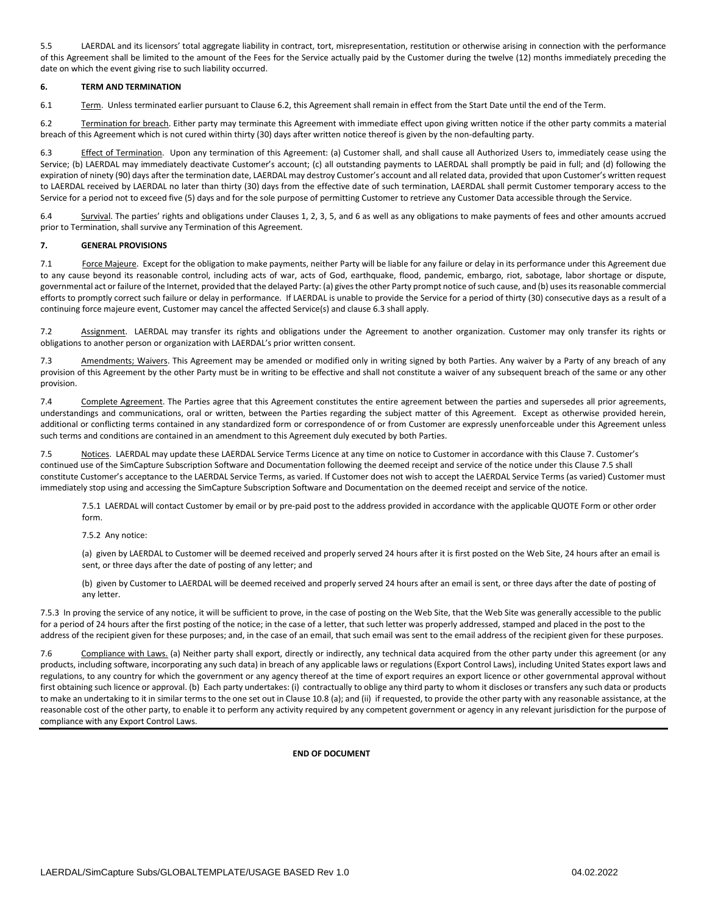5.5 LAERDAL and its licensors' total aggregate liability in contract, tort, misrepresentation, restitution or otherwise arising in connection with the performance of this Agreement shall be limited to the amount of the Fees for the Service actually paid by the Customer during the twelve (12) months immediately preceding the date on which the event giving rise to such liability occurred.

**6. TERM AND TERMINATION**

6.1 Term. Unless terminated earlier pursuant to Clause 6.2, this Agreement shall remain in effect from the Start Date until the end of the Term.

6.2 Termination for breach. Either party may terminate this Agreement with immediate effect upon giving written notice if the other party commits a material breach of this Agreement which is not cured within thirty (30) days after written notice thereof is given by the non-defaulting party.

6.3 Effect of Termination. Upon any termination of this Agreement: (a) Customer shall, and shall cause all Authorized Users to, immediately cease using the Service; (b) LAERDAL may immediately deactivate Customer's account; (c) all outstanding payments to LAERDAL shall promptly be paid in full; and (d) following the expiration of ninety (90) days after the termination date, LAERDAL may destroy Customer's account and all related data, provided that upon Customer's written request to LAERDAL received by LAERDAL no later than thirty (30) days from the effective date of such termination, LAERDAL shall permit Customer temporary access to the Service for a period not to exceed five (5) days and for the sole purpose of permitting Customer to retrieve any Customer Data accessible through the Service.

6.4 Survival. The parties' rights and obligations under Clauses 1, 2, 3, 5, and 6 as well as any obligations to make payments of fees and other amounts accrued prior to Termination, shall survive any Termination of this Agreement.

**7. GENERAL PROVISIONS**

7.1 Force Majeure. Except for the obligation to make payments, neither Party will be liable for any failure or delay in its performance under this Agreement due to any cause beyond its reasonable control, including acts of war, acts of God, earthquake, flood, pandemic, embargo, riot, sabotage, labor shortage or dispute, governmental act or failure of the Internet, provided that the delayed Party: (a) gives the other Party prompt notice of such cause, and (b) uses its reasonable commercial efforts to promptly correct such failure or delay in performance. If LAERDAL is unable to provide the Service for a period of thirty (30) consecutive days as a result of a continuing force majeure event, Customer may cancel the affected Service(s) and clause 6.3 shall apply.

7.2 Assignment. LAERDAL may transfer its rights and obligations under the Agreement to another organization. Customer may only transfer its rights or obligations to another person or organization with LAERDAL's prior written consent.

7.3 Amendments; Waivers. This Agreement may be amended or modified only in writing signed by both Parties. Any waiver by a Party of any breach of any provision of this Agreement by the other Party must be in writing to be effective and shall not constitute a waiver of any subsequent breach of the same or any other provision.

7.4 Complete Agreement. The Parties agree that this Agreement constitutes the entire agreement between the parties and supersedes all prior agreements, understandings and communications, oral or written, between the Parties regarding the subject matter of this Agreement. Except as otherwise provided herein, additional or conflicting terms contained in any standardized form or correspondence of or from Customer are expressly unenforceable under this Agreement unless such terms and conditions are contained in an amendment to this Agreement duly executed by both Parties.

7.5 Notices. LAERDAL may update these LAERDAL Service Terms Licence at any time on notice to Customer in accordance with this Clause 7. Customer's continued use of the SimCapture Subscription Software and Documentation following the deemed receipt and service of the notice under this Clause 7.5 shall constitute Customer's acceptance to the LAERDAL Service Terms, as varied. If Customer does not wish to accept the LAERDAL Service Terms (as varied) Customer must immediately stop using and accessing the SimCapture Subscription Software and Documentation on the deemed receipt and service of the notice.

7.5.1 LAERDAL will contact Customer by email or by pre-paid post to the address provided in accordance with the applicable QUOTE Form or other order form.

7.5.2 Any notice:

(a) given by LAERDAL to Customer will be deemed received and properly served 24 hours after it is first posted on the Web Site, 24 hours after an email is sent, or three days after the date of posting of any letter; and

(b) given by Customer to LAERDAL will be deemed received and properly served 24 hours after an email is sent, or three days after the date of posting of any letter.

7.5.3 In proving the service of any notice, it will be sufficient to prove, in the case of posting on the Web Site, that the Web Site was generally accessible to the public for a period of 24 hours after the first posting of the notice; in the case of a letter, that such letter was properly addressed, stamped and placed in the post to the address of the recipient given for these purposes; and, in the case of an email, that such email was sent to the email address of the recipient given for these purposes.

7.6 Compliance with Laws. (a) Neither party shall export, directly or indirectly, any technical data acquired from the other party under this agreement (or any products, including software, incorporating any such data) in breach of any applicable laws or regulations (Export Control Laws), including United States export laws and regulations, to any country for which the government or any agency thereof at the time of export requires an export licence or other governmental approval without first obtaining such licence or approval. (b) Each party undertakes: (i) contractually to oblige any third party to whom it discloses or transfers any such data or products to make an undertaking to it in similar terms to the one set out in Clause 10.8 (a); and (ii) if requested, to provide the other party with any reasonable assistance, at the reasonable cost of the other party, to enable it to perform any activity required by any competent government or agency in any relevant jurisdiction for the purpose of compliance with any Export Control Laws.

**END OF DOCUMENT**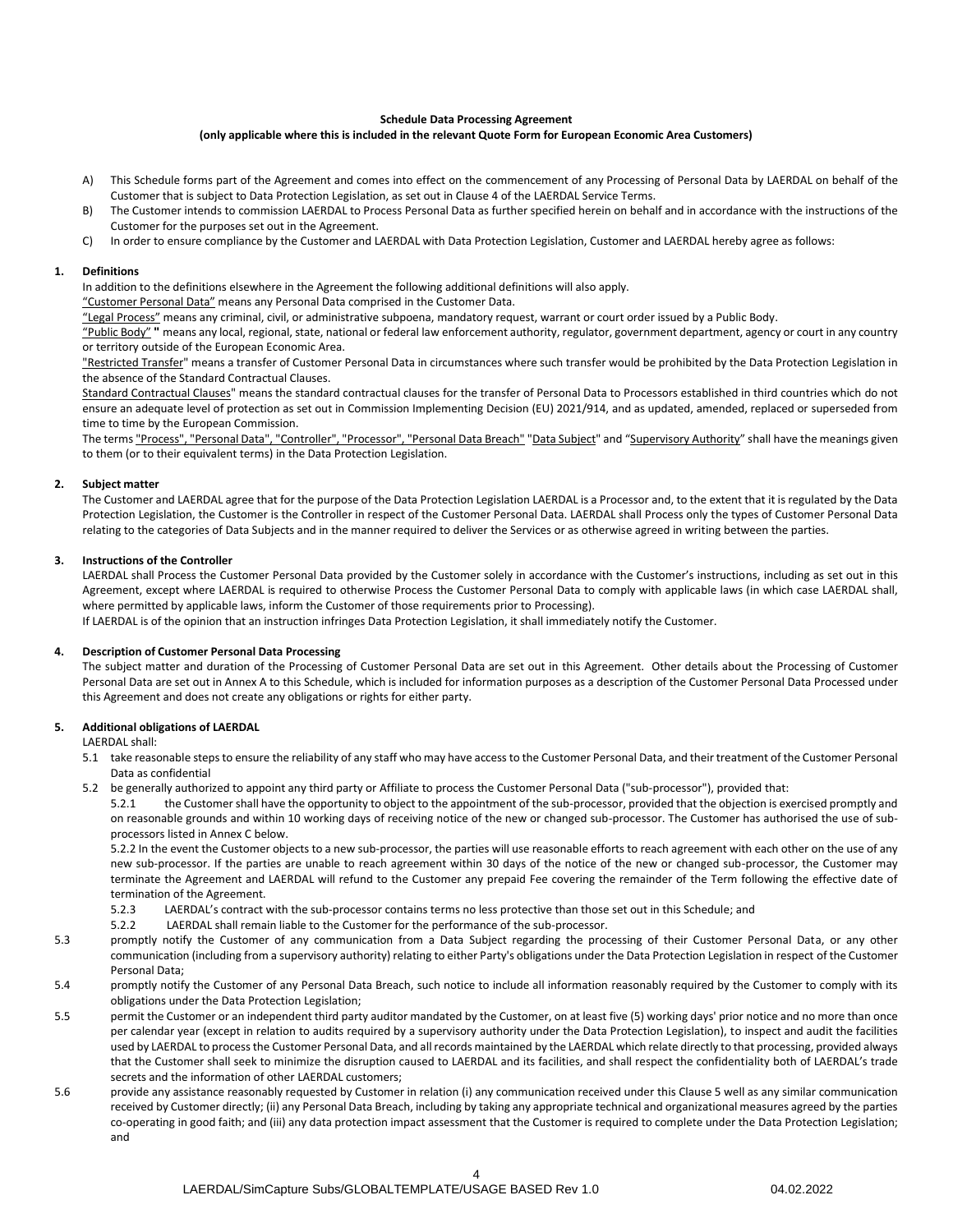**Schedule Data Processing Agreement**

**(only applicable where this is included in the relevant Quote Form for European Economic Area Customers)**

A) This Schedule forms part of the Agreement and comes into effect on the commencement of any Processing of Personal Data by LAERDAL on behalf of the Customer that is subject to Data Protection Legislation, as set out in Clause 4 of the LAERDAL Service Terms.

B) The Customer intends to commission LAERDAL to Process Personal Data as further specified herein on behalf and in accordance with the instructions of the Customer for the purposes set out in the Agreement.

C) In order to ensure compliance by the Customer and LAERDAL with Data Protection Legislation, Customer and LAERDAL hereby agree as follows:

**1. Definitions**

In addition to the definitions elsewhere in the Agreement the following additional definitions will also apply.

"Customer Personal Data" means any Personal Data comprised in the Customer Data.

"Legal Process" means any criminal, civil, or administrative subpoena, mandatory request, warrant or court order issued by a Public Body.

"Public Body" **"** means any local, regional, state, national or federal law enforcement authority, regulator, government department, agency or court in any country or territory outside of the European Economic Area.

"Restricted Transfer" means a transfer of Customer Personal Data in circumstances where such transfer would be prohibited by the Data Protection Legislation in the absence of the Standard Contractual Clauses.

Standard Contractual Clauses" means the standard contractual clauses for the transfer of Personal Data to Processors established in third countries which do not ensure an adequate level of protection as set out in Commission Implementing Decision (EU) 2021/914, and as updated, amended, replaced or superseded from time to time by the European Commission.

The terms "Process", "Personal Data", "Controller", "Processor", "Personal Data Breach" "Data Subject" and "Supervisory Authority" shall have the meanings given to them (or to their equivalent terms) in the Data Protection Legislation.

**2. Subject matter**

The Customer and LAERDAL agree that for the purpose of the Data Protection Legislation LAERDAL is a Processor and, to the extent that it is regulated by the Data Protection Legislation, the Customer is the Controller in respect of the Customer Personal Data. LAERDAL shall Process only the types of Customer Personal Data relating to the categories of Data Subjects and in the manner required to deliver the Services or as otherwise agreed in writing between the parties.

**3. Instructions of the Controller**

LAERDAL shall Process the Customer Personal Data provided by the Customer solely in accordance with the Customer's instructions, including as set out in this Agreement, except where LAERDAL is required to otherwise Process the Customer Personal Data to comply with applicable laws (in which case LAERDAL shall, where permitted by applicable laws, inform the Customer of those requirements prior to Processing).

If LAERDAL is of the opinion that an instruction infringes Data Protection Legislation, it shall immediately notify the Customer.

**4. Description of Customer Personal Data Processing**

The subject matter and duration of the Processing of Customer Personal Data are set out in this Agreement. Other details about the Processing of Customer Personal Data are set out in Annex A to this Schedule, which is included for information purposes as a description of the Customer Personal Data Processed under this Agreement and does not create any obligations or rights for either party.

**5. Additional obligations of LAERDAL**

LAERDAL shall:

5.1 take reasonable steps to ensure the reliability of any staff who may have access to the Customer Personal Data, and their treatment of the Customer Personal Data as confidential

5.2 be generally authorized to appoint any third party or Affiliate to process the Customer Personal Data ("sub-processor"), provided that:

5.2.1 the Customer shall have the opportunity to object to the appointment of the sub-processor, provided that the objection is exercised promptly and on reasonable grounds and within 10 working days of receiving notice of the new or changed sub-processor. The Customer has authorised the use of sub-processors listed in Annex C below.

5.2.2 In the event the Customer objects to a new sub-processor, the parties will use reasonable efforts to reach agreement with each other on the use of any new sub-processor. If the parties are unable to reach agreement within 30 days of the notice of the new or changed sub-processor, the Customer may terminate the Agreement and LAERDAL will refund to the Customer any prepaid Fee covering the remainder of the Term following the effective date of termination of the Agreement.

5.2.3 LAERDAL's contract with the sub-processor contains terms no less protective than those set out in this Schedule; and

5.2.2 LAERDAL shall remain liable to the Customer for the performance of the sub-processor.

5.3 promptly notify the Customer of any communication from a Data Subject regarding the processing of their Customer Personal Data, or any other communication (including from a supervisory authority) relating to either Party's obligations under the Data Protection Legislation in respect of the Customer Personal Data;

5.4 promptly notify the Customer of any Personal Data Breach, such notice to include all information reasonably required by the Customer to comply with its obligations under the Data Protection Legislation;

5.5 permit the Customer or an independent third party auditor mandated by the Customer, on at least five (5) working days' prior notice and no more than once per calendar year (except in relation to audits required by a supervisory authority under the Data Protection Legislation), to inspect and audit the facilities used by LAERDAL to process the Customer Personal Data, and all records maintained by the LAERDAL which relate directly to that processing, provided always that the Customer shall seek to minimize the disruption caused to LAERDAL and its facilities, and shall respect the confidentiality both of LAERDAL's trade secrets and the information of other LAERDAL customers;

5.6 provide any assistance reasonably requested by Customer in relation (i) any communication received under this Clause 5 well as any similar communication received by Customer directly; (ii) any Personal Data Breach, including by taking any appropriate technical and organizational measures agreed by the parties co-operating in good faith; and (iii) any data protection impact assessment that the Customer is required to complete under the Data Protection Legislation; and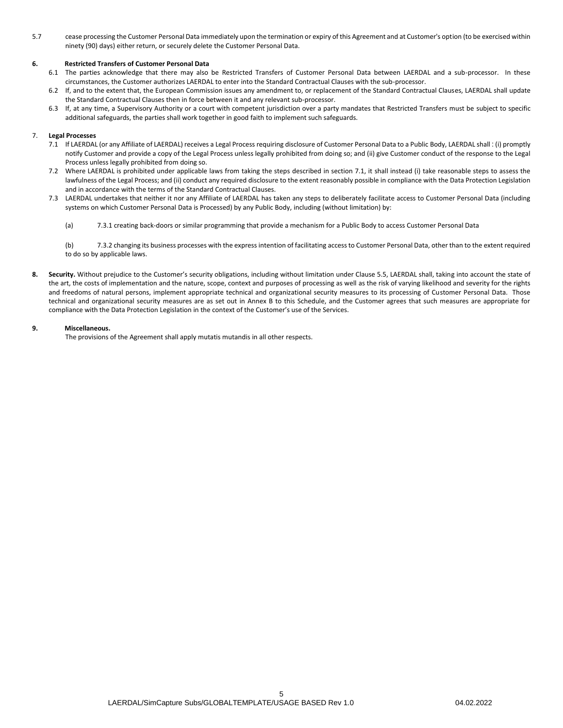5.7 cease processing the Customer Personal Data immediately upon the termination or expiry of this Agreement and at Customer's option (to be exercised within ninety (90) days) either return, or securely delete the Customer Personal Data.

**6. Restricted Transfers of Customer Personal Data**

6.1 The parties acknowledge that there may also be Restricted Transfers of Customer Personal Data between LAERDAL and a sub-processor. In these circumstances, the Customer authorizes LAERDAL to enter into the Standard Contractual Clauses with the sub-processor.

6.2 If, and to the extent that, the European Commission issues any amendment to, or replacement of the Standard Contractual Clauses, LAERDAL shall update the Standard Contractual Clauses then in force between it and any relevant sub-processor.

6.3 If, at any time, a Supervisory Authority or a court with competent jurisdiction over a party mandates that Restricted Transfers must be subject to specific additional safeguards, the parties shall work together in good faith to implement such safeguards.

7. **Legal Processes**

7.1 If LAERDAL (or any Affiliate of LAERDAL) receives a Legal Process requiring disclosure of Customer Personal Data to a Public Body, LAERDAL shall : (i) promptly notify Customer and provide a copy of the Legal Process unless legally prohibited from doing so; and (ii) give Customer conduct of the response to the Legal Process unless legally prohibited from doing so.

7.2 Where LAERDAL is prohibited under applicable laws from taking the steps described in section 7.1, it shall instead (i) take reasonable steps to assess the lawfulness of the Legal Process; and (ii) conduct any required disclosure to the extent reasonably possible in compliance with the Data Protection Legislation and in accordance with the terms of the Standard Contractual Clauses.

7.3 LAERDAL undertakes that neither it nor any Affiliate of LAERDAL has taken any steps to deliberately facilitate access to Customer Personal Data (including systems on which Customer Personal Data is Processed) by any Public Body, including (without limitation) by:

(a) 7.3.1 creating back-doors or similar programming that provide a mechanism for a Public Body to access Customer Personal Data

(b) 7.3.2 changing its business processes with the express intention of facilitating access to Customer Personal Data, other than to the extent required to do so by applicable laws.

**8. Security.** Without prejudice to the Customer's security obligations, including without limitation under Clause 5.5, LAERDAL shall, taking into account the state of the art, the costs of implementation and the nature, scope, context and purposes of processing as well as the risk of varying likelihood and severity for the rights and freedoms of natural persons, implement appropriate technical and organizational security measures to its processing of Customer Personal Data. Those technical and organizational security measures are as set out in Annex B to this Schedule, and the Customer agrees that such measures are appropriate for compliance with the Data Protection Legislation in the context of the Customer's use of the Services.

**9. Miscellaneous.**

The provisions of the Agreement shall apply mutatis mutandis in all other respects.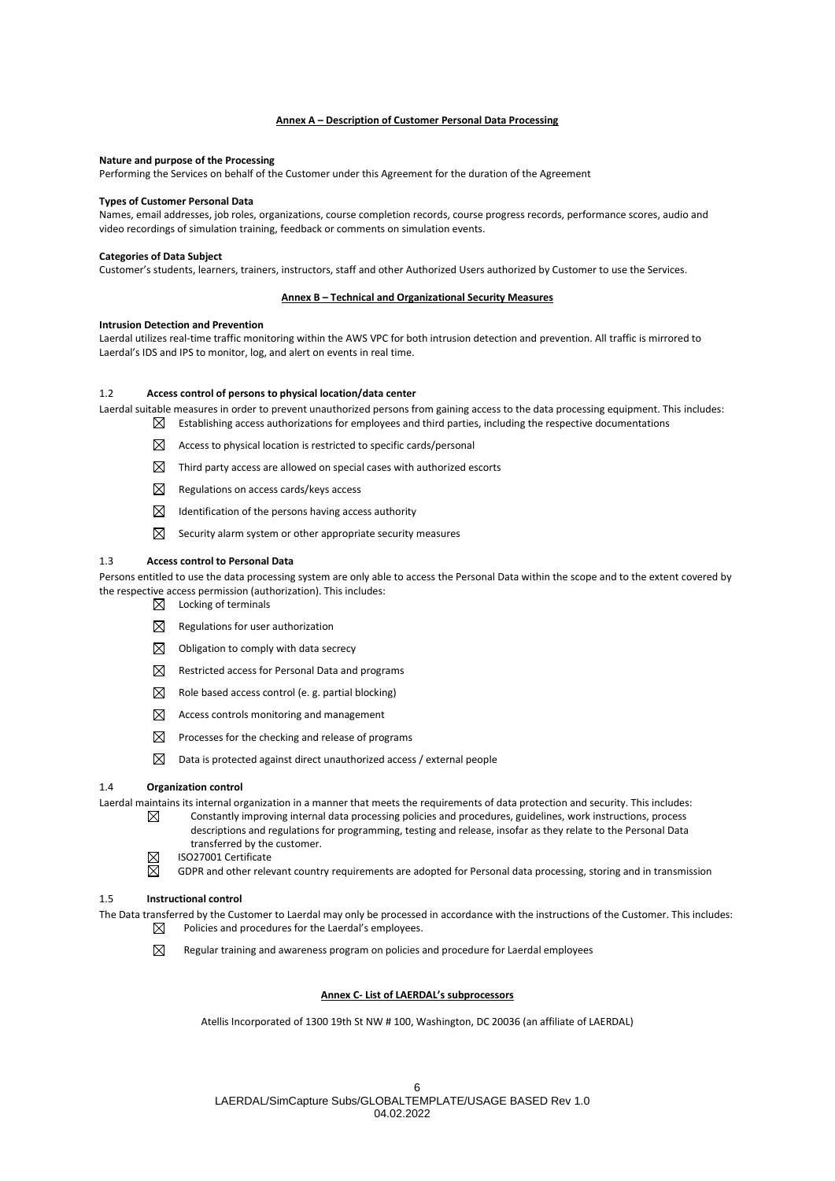**Annex A – Description of Customer Personal Data Processing**

**Nature and purpose of the Processing**
Performing the Services on behalf of the Customer under this Agreement for the duration of the Agreement

**Types of Customer Personal Data**
Names, email addresses, job roles, organizations, course completion records, course progress records, performance scores, audio and video recordings of simulation training, feedback or comments on simulation events.

**Categories of Data Subject**
Customer's students, learners, trainers, instructors, staff and other Authorized Users authorized by Customer to use the Services.

**Annex B – Technical and Organizational Security Measures**

**Intrusion Detection and Prevention**
Laerdal utilizes real-time traffic monitoring within the AWS VPC for both intrusion detection and prevention. All traffic is mirrored to Laerdal's IDS and IPS to monitor, log, and alert on events in real time.

### 1.2 **Access control of persons to physical location/data center**

Laerdal suitable measures in order to prevent unauthorized persons from gaining access to the data processing equipment. This includes:

- ☒ Establishing access authorizations for employees and third parties, including the respective documentations
- ☒ Access to physical location is restricted to specific cards/personal
- ☒ Third party access are allowed on special cases with authorized escorts
- ☒ Regulations on access cards/keys access
- ☒ Identification of the persons having access authority
- ☒ Security alarm system or other appropriate security measures

### 1.3 **Access control to Personal Data**

Persons entitled to use the data processing system are only able to access the Personal Data within the scope and to the extent covered by the respective access permission (authorization). This includes:

- ☒ Locking of terminals
- ☒ Regulations for user authorization
- ☒ Obligation to comply with data secrecy
- ☒ Restricted access for Personal Data and programs
- ☒ Role based access control (e. g. partial blocking)
- ☒ Access controls monitoring and management
- ☒ Processes for the checking and release of programs
- ☒ Data is protected against direct unauthorized access / external people

### 1.4 **Organization control**

Laerdal maintains its internal organization in a manner that meets the requirements of data protection and security. This includes:

- ☒ Constantly improving internal data processing policies and procedures, guidelines, work instructions, process descriptions and regulations for programming, testing and release, insofar as they relate to the Personal Data transferred by the customer.
- ☒ ISO27001 Certificate
- ☒ GDPR and other relevant country requirements are adopted for Personal data processing, storing and in transmission

### 1.5 **Instructional control**

The Data transferred by the Customer to Laerdal may only be processed in accordance with the instructions of the Customer. This includes:

- ☒ Policies and procedures for the Laerdal's employees.
- ☒ Regular training and awareness program on policies and procedure for Laerdal employees

**Annex C- List of LAERDAL's subprocessors**

Atellis Incorporated of 1300 19th St NW # 100, Washington, DC 20036 (an affiliate of LAERDAL)

LAERDAL/SimCapture Subs/GLOBALTEMPLATE/USAGE BASED Rev 1.0
04.02.2022